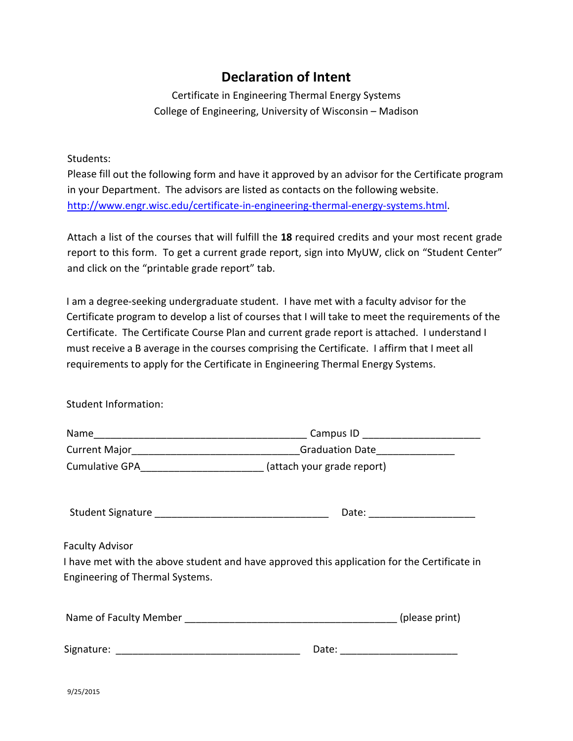# Declaration of Intent

Certificate in Engineering Thermal Energy Systems
College of Engineering, University of Wisconsin – Madison

Students:
Please fill out the following form and have it approved by an advisor for the Certificate program in your Department. The advisors are listed as contacts on the following website. http://www.engr.wisc.edu/certificate-in-engineering-thermal-energy-systems.html.

Attach a list of the courses that will fulfill the **18** required credits and your most recent grade report to this form. To get a current grade report, sign into MyUW, click on "Student Center" and click on the "printable grade report" tab.

I am a degree-seeking undergraduate student. I have met with a faculty advisor for the Certificate program to develop a list of courses that I will take to meet the requirements of the Certificate. The Certificate Course Plan and current grade report is attached. I understand I must receive a B average in the courses comprising the Certificate. I affirm that I meet all requirements to apply for the Certificate in Engineering Thermal Energy Systems.

Student Information:

Name_______________________________________ Campus ID _____________________

Current Major______________________________Graduation Date______________

Cumulative GPA______________________ (attach your grade report)

Student Signature _______________________________ Date: ___________________

Faculty Advisor
I have met with the above student and have approved this application for the Certificate in Engineering of Thermal Systems.

Name of Faculty Member ______________________________________ (please print)

Signature: _________________________________ Date: _____________________

9/25/2015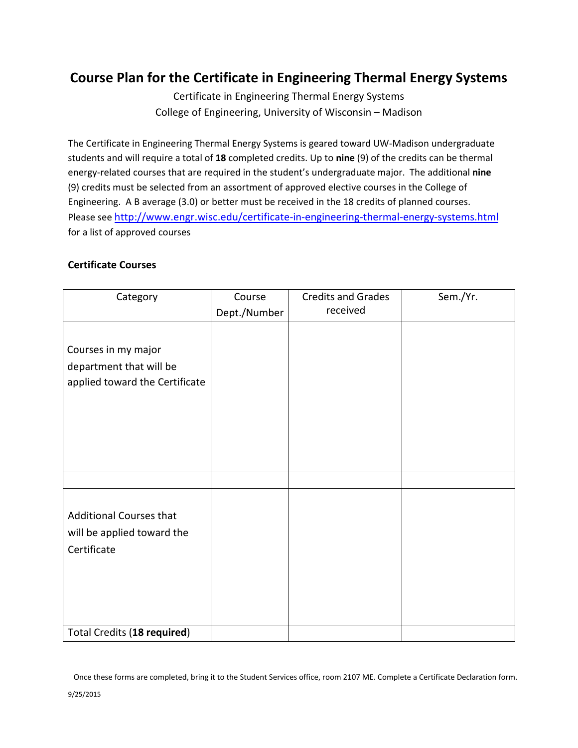# Course Plan for the Certificate in Engineering Thermal Energy Systems

Certificate in Engineering Thermal Energy Systems
College of Engineering, University of Wisconsin – Madison

The Certificate in Engineering Thermal Energy Systems is geared toward UW-Madison undergraduate students and will require a total of **18** completed credits. Up to **nine** (9) of the credits can be thermal energy-related courses that are required in the student's undergraduate major. The additional **nine** (9) credits must be selected from an assortment of approved elective courses in the College of Engineering. A B average (3.0) or better must be received in the 18 credits of planned courses. Please see http://www.engr.wisc.edu/certificate-in-engineering-thermal-energy-systems.html for a list of approved courses

**Certificate Courses**

| Category | Course Dept./Number | Credits and Grades received | Sem./Yr. |
|---|---|---|---|
| Courses in my major department that will be applied toward the Certificate | | | |
| | | | |
| Additional Courses that will be applied toward the Certificate | | | |
| Total Credits (**18 required**) | | | |

Once these forms are completed, bring it to the Student Services office, room 2107 ME. Complete a Certificate Declaration form.

9/25/2015